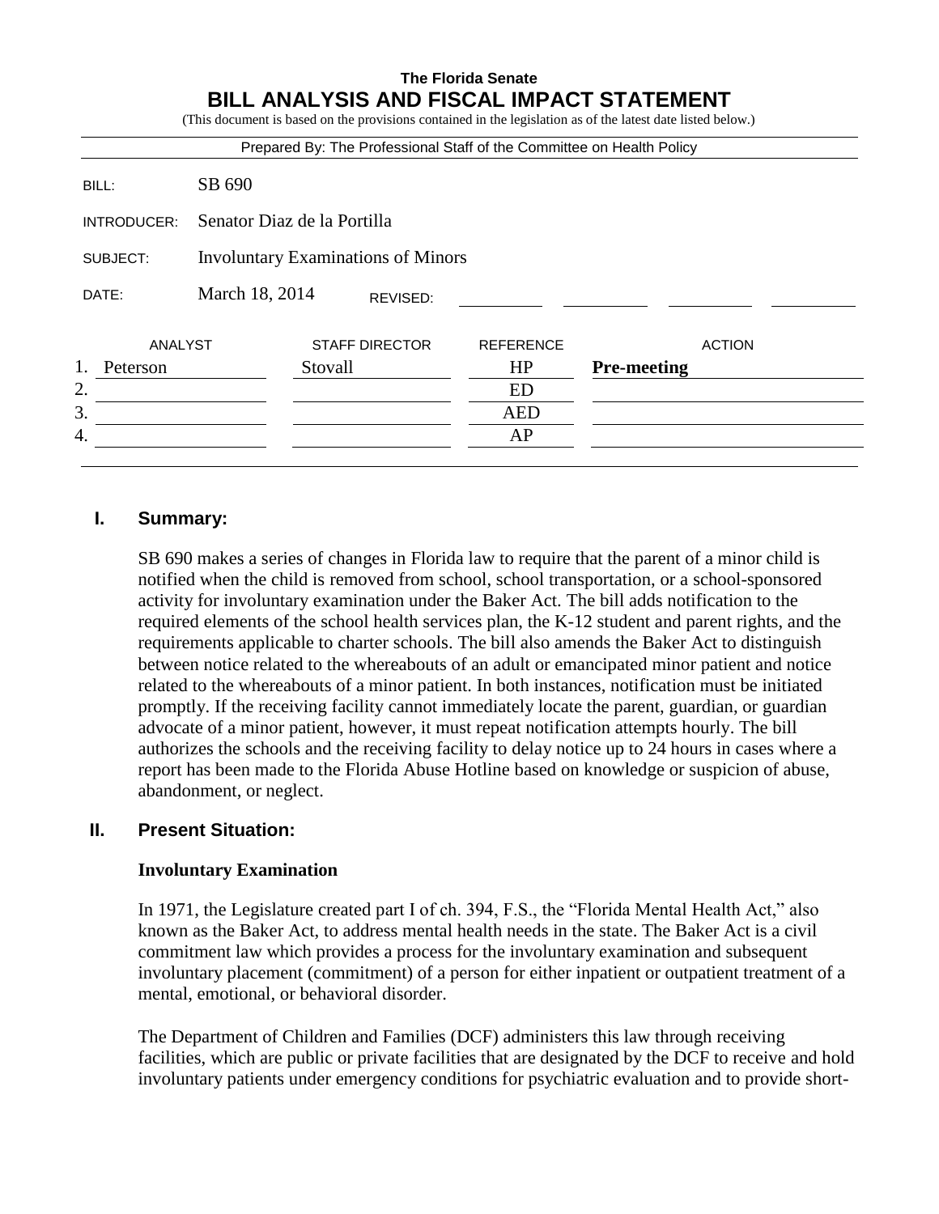**The Florida Senate**

# BILL ANALYSIS AND FISCAL IMPACT STATEMENT

(This document is based on the provisions contained in the legislation as of the latest date listed below.)

Prepared By: The Professional Staff of the Committee on Health Policy

| | |
|---|---|
| BILL: | SB 690 |
| INTRODUCER: | Senator Diaz de la Portilla |
| SUBJECT: | Involuntary Examinations of Minors |
| DATE: | March 18, 2014 REVISED: |

| | ANALYST | STAFF DIRECTOR | REFERENCE | ACTION |
|---|---|---|---|---|
| 1. | Peterson | Stovall | HP | **Pre-meeting** |
| 2. | | | ED | |
| 3. | | | AED | |
| 4. | | | AP | |

## I. Summary:

SB 690 makes a series of changes in Florida law to require that the parent of a minor child is notified when the child is removed from school, school transportation, or a school-sponsored activity for involuntary examination under the Baker Act. The bill adds notification to the required elements of the school health services plan, the K-12 student and parent rights, and the requirements applicable to charter schools. The bill also amends the Baker Act to distinguish between notice related to the whereabouts of an adult or emancipated minor patient and notice related to the whereabouts of a minor patient. In both instances, notification must be initiated promptly. If the receiving facility cannot immediately locate the parent, guardian, or guardian advocate of a minor patient, however, it must repeat notification attempts hourly. The bill authorizes the schools and the receiving facility to delay notice up to 24 hours in cases where a report has been made to the Florida Abuse Hotline based on knowledge or suspicion of abuse, abandonment, or neglect.

## II. Present Situation:

### Involuntary Examination

In 1971, the Legislature created part I of ch. 394, F.S., the "Florida Mental Health Act," also known as the Baker Act, to address mental health needs in the state. The Baker Act is a civil commitment law which provides a process for the involuntary examination and subsequent involuntary placement (commitment) of a person for either inpatient or outpatient treatment of a mental, emotional, or behavioral disorder.

The Department of Children and Families (DCF) administers this law through receiving facilities, which are public or private facilities that are designated by the DCF to receive and hold involuntary patients under emergency conditions for psychiatric evaluation and to provide short-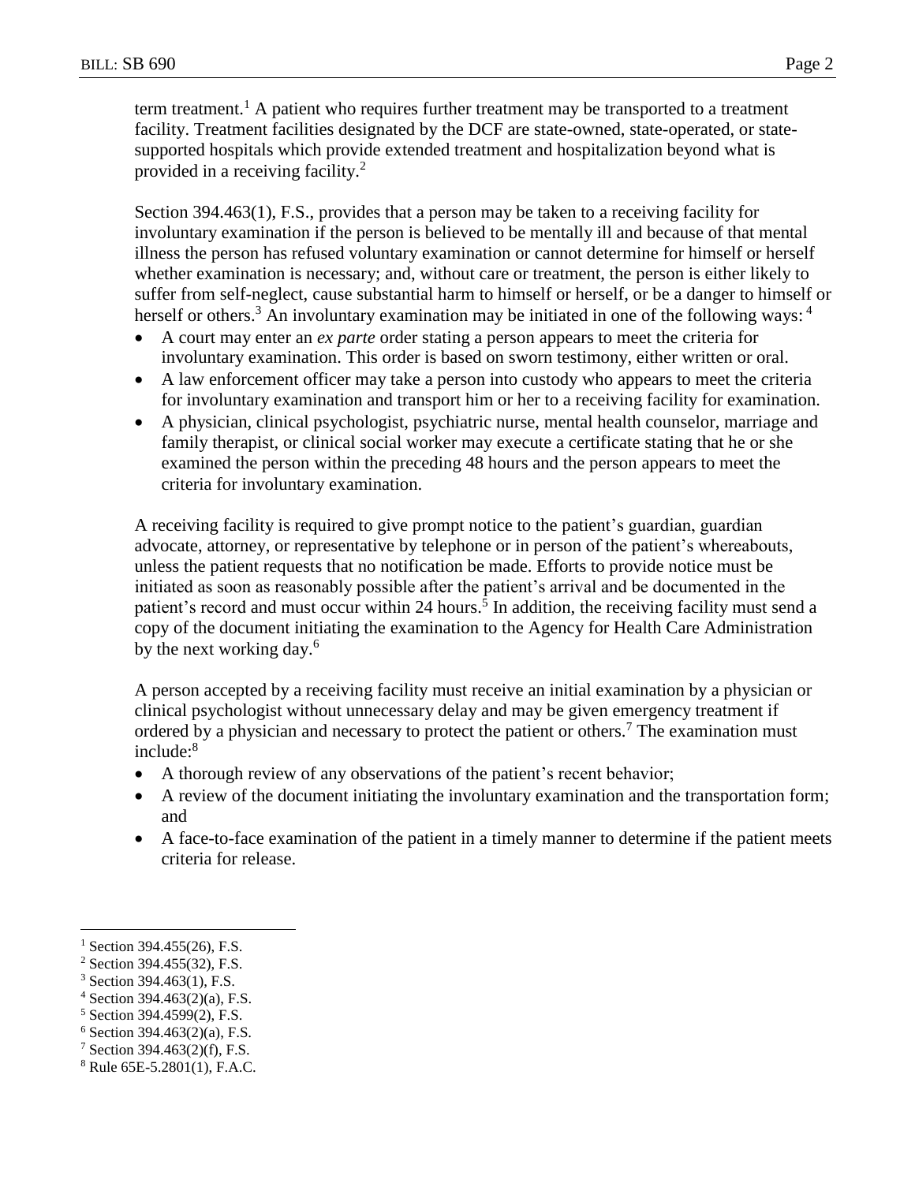term treatment.[1] A patient who requires further treatment may be transported to a treatment facility. Treatment facilities designated by the DCF are state-owned, state-operated, or state-supported hospitals which provide extended treatment and hospitalization beyond what is provided in a receiving facility.[2]

Section 394.463(1), F.S., provides that a person may be taken to a receiving facility for involuntary examination if the person is believed to be mentally ill and because of that mental illness the person has refused voluntary examination or cannot determine for himself or herself whether examination is necessary; and, without care or treatment, the person is either likely to suffer from self-neglect, cause substantial harm to himself or herself, or be a danger to himself or herself or others.[3] An involuntary examination may be initiated in one of the following ways:[4]

- A court may enter an *ex parte* order stating a person appears to meet the criteria for involuntary examination. This order is based on sworn testimony, either written or oral.
- A law enforcement officer may take a person into custody who appears to meet the criteria for involuntary examination and transport him or her to a receiving facility for examination.
- A physician, clinical psychologist, psychiatric nurse, mental health counselor, marriage and family therapist, or clinical social worker may execute a certificate stating that he or she examined the person within the preceding 48 hours and the person appears to meet the criteria for involuntary examination.

A receiving facility is required to give prompt notice to the patient's guardian, guardian advocate, attorney, or representative by telephone or in person of the patient's whereabouts, unless the patient requests that no notification be made. Efforts to provide notice must be initiated as soon as reasonably possible after the patient's arrival and be documented in the patient's record and must occur within 24 hours.[5] In addition, the receiving facility must send a copy of the document initiating the examination to the Agency for Health Care Administration by the next working day.[6]

A person accepted by a receiving facility must receive an initial examination by a physician or clinical psychologist without unnecessary delay and may be given emergency treatment if ordered by a physician and necessary to protect the patient or others.[7] The examination must include:[8]

- A thorough review of any observations of the patient's recent behavior;
- A review of the document initiating the involuntary examination and the transportation form; and
- A face-to-face examination of the patient in a timely manner to determine if the patient meets criteria for release.

[1] Section 394.455(26), F.S.
[2] Section 394.455(32), F.S.
[3] Section 394.463(1), F.S.
[4] Section 394.463(2)(a), F.S.
[5] Section 394.4599(2), F.S.
[6] Section 394.463(2)(a), F.S.
[7] Section 394.463(2)(f), F.S.
[8] Rule 65E-5.2801(1), F.A.C.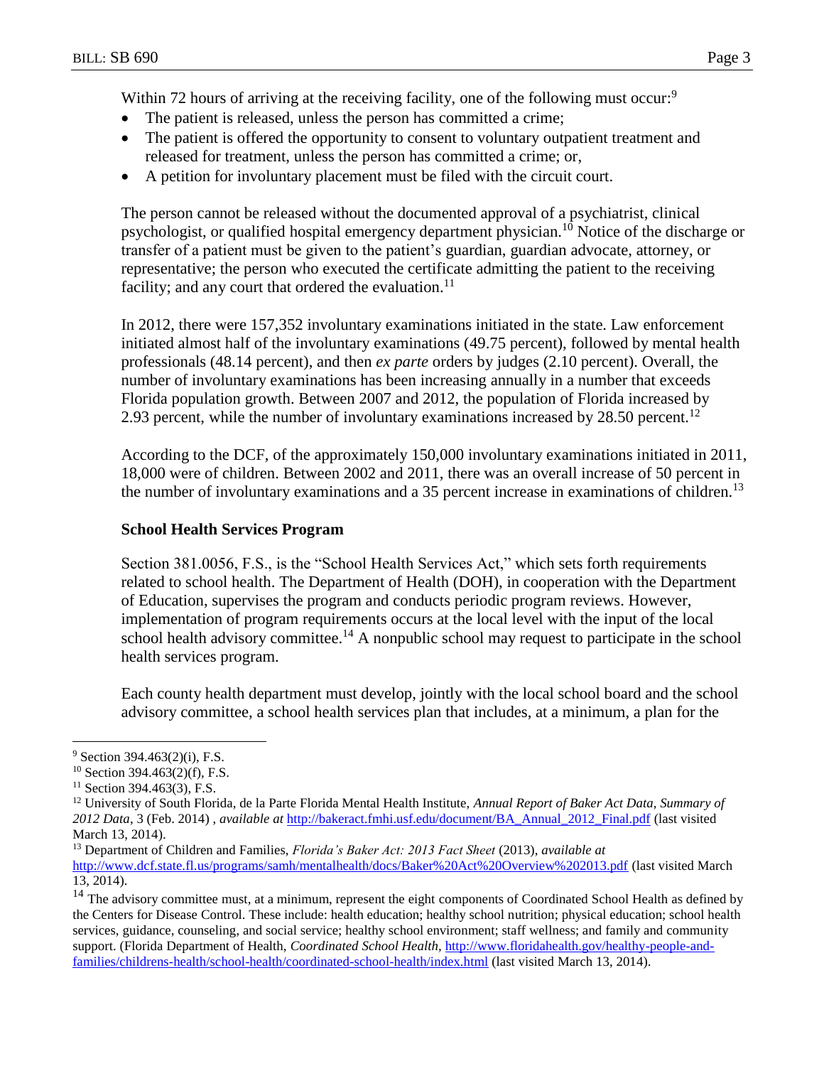Within 72 hours of arriving at the receiving facility, one of the following must occur:[9]

- The patient is released, unless the person has committed a crime;
- The patient is offered the opportunity to consent to voluntary outpatient treatment and released for treatment, unless the person has committed a crime; or,
- A petition for involuntary placement must be filed with the circuit court.

The person cannot be released without the documented approval of a psychiatrist, clinical psychologist, or qualified hospital emergency department physician.[10] Notice of the discharge or transfer of a patient must be given to the patient's guardian, guardian advocate, attorney, or representative; the person who executed the certificate admitting the patient to the receiving facility; and any court that ordered the evaluation.[11]

In 2012, there were 157,352 involuntary examinations initiated in the state. Law enforcement initiated almost half of the involuntary examinations (49.75 percent), followed by mental health professionals (48.14 percent), and then *ex parte* orders by judges (2.10 percent). Overall, the number of involuntary examinations has been increasing annually in a number that exceeds Florida population growth. Between 2007 and 2012, the population of Florida increased by 2.93 percent, while the number of involuntary examinations increased by 28.50 percent.[12]

According to the DCF, of the approximately 150,000 involuntary examinations initiated in 2011, 18,000 were of children. Between 2002 and 2011, there was an overall increase of 50 percent in the number of involuntary examinations and a 35 percent increase in examinations of children.[13]

**School Health Services Program**

Section 381.0056, F.S., is the "School Health Services Act," which sets forth requirements related to school health. The Department of Health (DOH), in cooperation with the Department of Education, supervises the program and conducts periodic program reviews. However, implementation of program requirements occurs at the local level with the input of the local school health advisory committee.[14] A nonpublic school may request to participate in the school health services program.

Each county health department must develop, jointly with the local school board and the school advisory committee, a school health services plan that includes, at a minimum, a plan for the

---

[9] Section 394.463(2)(i), F.S.

[10] Section 394.463(2)(f), F.S.

[11] Section 394.463(3), F.S.

[12] University of South Florida, de la Parte Florida Mental Health Institute, *Annual Report of Baker Act Data, Summary of 2012 Data*, 3 (Feb. 2014) , *available at* http://bakeract.fmhi.usf.edu/document/BA_Annual_2012_Final.pdf (last visited March 13, 2014).

[13] Department of Children and Families, *Florida's Baker Act: 2013 Fact Sheet* (2013), *available at* http://www.dcf.state.fl.us/programs/samh/mentalhealth/docs/Baker%20Act%20Overview%202013.pdf (last visited March 13, 2014).

[14] The advisory committee must, at a minimum, represent the eight components of Coordinated School Health as defined by the Centers for Disease Control. These include: health education; healthy school nutrition; physical education; school health services, guidance, counseling, and social service; healthy school environment; staff wellness; and family and community support. (Florida Department of Health, *Coordinated School Health*, http://www.floridahealth.gov/healthy-people-and-families/childrens-health/school-health/coordinated-school-health/index.html (last visited March 13, 2014).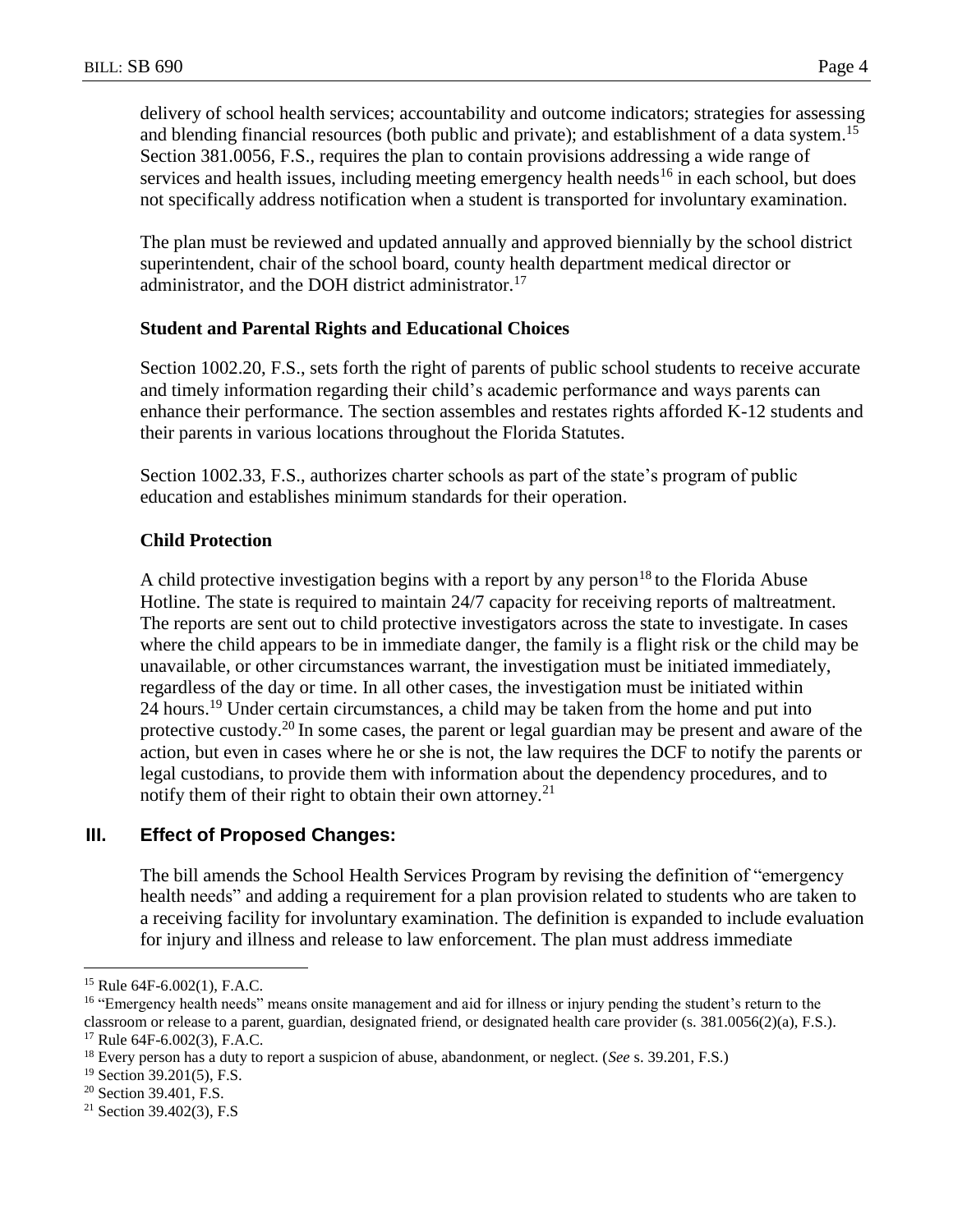delivery of school health services; accountability and outcome indicators; strategies for assessing and blending financial resources (both public and private); and establishment of a data system.[15] Section 381.0056, F.S., requires the plan to contain provisions addressing a wide range of services and health issues, including meeting emergency health needs[16] in each school, but does not specifically address notification when a student is transported for involuntary examination.

The plan must be reviewed and updated annually and approved biennially by the school district superintendent, chair of the school board, county health department medical director or administrator, and the DOH district administrator.[17]

### Student and Parental Rights and Educational Choices

Section 1002.20, F.S., sets forth the right of parents of public school students to receive accurate and timely information regarding their child's academic performance and ways parents can enhance their performance. The section assembles and restates rights afforded K-12 students and their parents in various locations throughout the Florida Statutes.

Section 1002.33, F.S., authorizes charter schools as part of the state's program of public education and establishes minimum standards for their operation.

### Child Protection

A child protective investigation begins with a report by any person[18] to the Florida Abuse Hotline. The state is required to maintain 24/7 capacity for receiving reports of maltreatment. The reports are sent out to child protective investigators across the state to investigate. In cases where the child appears to be in immediate danger, the family is a flight risk or the child may be unavailable, or other circumstances warrant, the investigation must be initiated immediately, regardless of the day or time. In all other cases, the investigation must be initiated within 24 hours.[19] Under certain circumstances, a child may be taken from the home and put into protective custody.[20] In some cases, the parent or legal guardian may be present and aware of the action, but even in cases where he or she is not, the law requires the DCF to notify the parents or legal custodians, to provide them with information about the dependency procedures, and to notify them of their right to obtain their own attorney.[21]

## III. Effect of Proposed Changes:

The bill amends the School Health Services Program by revising the definition of "emergency health needs" and adding a requirement for a plan provision related to students who are taken to a receiving facility for involuntary examination. The definition is expanded to include evaluation for injury and illness and release to law enforcement. The plan must address immediate

---

[15] Rule 64F-6.002(1), F.A.C.

[16] "Emergency health needs" means onsite management and aid for illness or injury pending the student's return to the classroom or release to a parent, guardian, designated friend, or designated health care provider (s. 381.0056(2)(a), F.S.).

[17] Rule 64F-6.002(3), F.A.C.

[18] Every person has a duty to report a suspicion of abuse, abandonment, or neglect. (*See* s. 39.201, F.S.)

[19] Section 39.201(5), F.S.

[20] Section 39.401, F.S.

[21] Section 39.402(3), F.S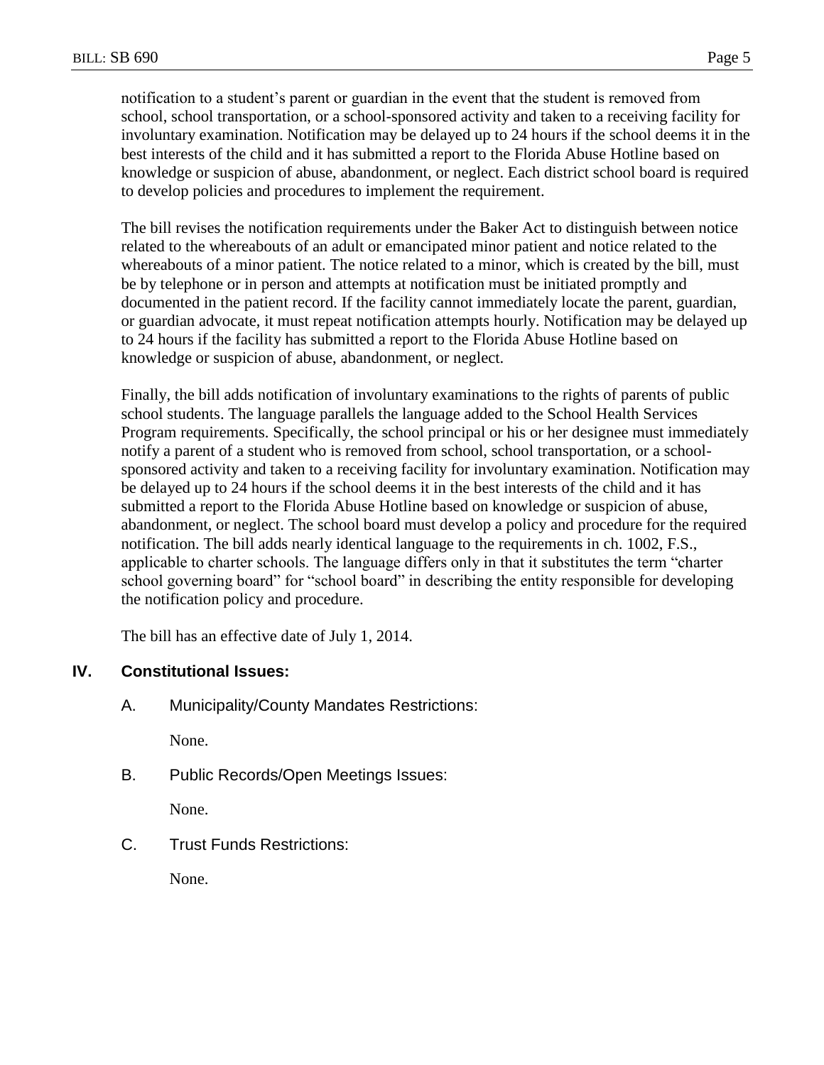notification to a student's parent or guardian in the event that the student is removed from school, school transportation, or a school-sponsored activity and taken to a receiving facility for involuntary examination. Notification may be delayed up to 24 hours if the school deems it in the best interests of the child and it has submitted a report to the Florida Abuse Hotline based on knowledge or suspicion of abuse, abandonment, or neglect. Each district school board is required to develop policies and procedures to implement the requirement.

The bill revises the notification requirements under the Baker Act to distinguish between notice related to the whereabouts of an adult or emancipated minor patient and notice related to the whereabouts of a minor patient. The notice related to a minor, which is created by the bill, must be by telephone or in person and attempts at notification must be initiated promptly and documented in the patient record. If the facility cannot immediately locate the parent, guardian, or guardian advocate, it must repeat notification attempts hourly. Notification may be delayed up to 24 hours if the facility has submitted a report to the Florida Abuse Hotline based on knowledge or suspicion of abuse, abandonment, or neglect.

Finally, the bill adds notification of involuntary examinations to the rights of parents of public school students. The language parallels the language added to the School Health Services Program requirements. Specifically, the school principal or his or her designee must immediately notify a parent of a student who is removed from school, school transportation, or a school-sponsored activity and taken to a receiving facility for involuntary examination. Notification may be delayed up to 24 hours if the school deems it in the best interests of the child and it has submitted a report to the Florida Abuse Hotline based on knowledge or suspicion of abuse, abandonment, or neglect. The school board must develop a policy and procedure for the required notification. The bill adds nearly identical language to the requirements in ch. 1002, F.S., applicable to charter schools. The language differs only in that it substitutes the term "charter school governing board" for "school board" in describing the entity responsible for developing the notification policy and procedure.

The bill has an effective date of July 1, 2014.

## IV. Constitutional Issues:

### A. Municipality/County Mandates Restrictions:

None.

### B. Public Records/Open Meetings Issues:

None.

### C. Trust Funds Restrictions:

None.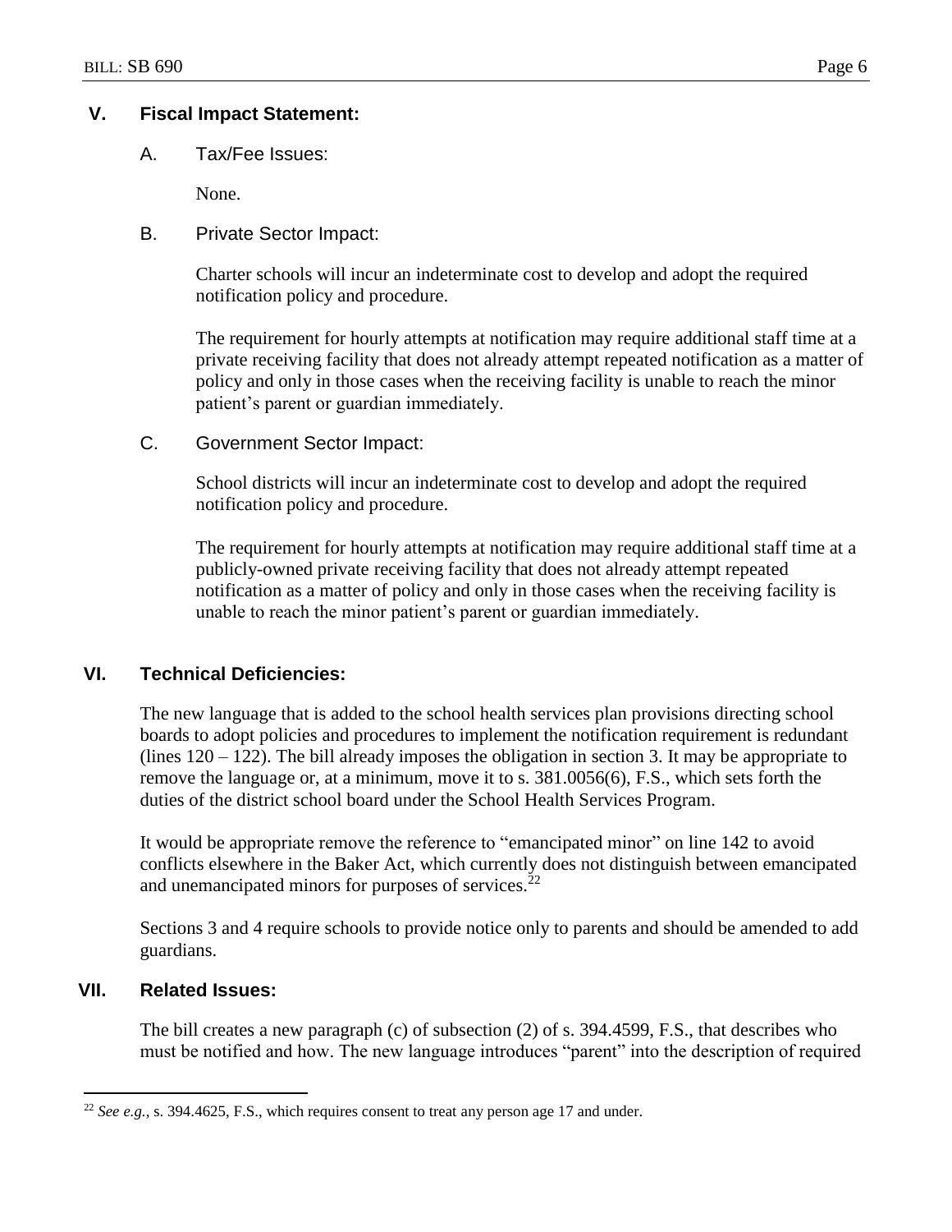## V. Fiscal Impact Statement:

### A. Tax/Fee Issues:

None.

### B. Private Sector Impact:

Charter schools will incur an indeterminate cost to develop and adopt the required notification policy and procedure.

The requirement for hourly attempts at notification may require additional staff time at a private receiving facility that does not already attempt repeated notification as a matter of policy and only in those cases when the receiving facility is unable to reach the minor patient's parent or guardian immediately.

### C. Government Sector Impact:

School districts will incur an indeterminate cost to develop and adopt the required notification policy and procedure.

The requirement for hourly attempts at notification may require additional staff time at a publicly-owned private receiving facility that does not already attempt repeated notification as a matter of policy and only in those cases when the receiving facility is unable to reach the minor patient's parent or guardian immediately.

## VI. Technical Deficiencies:

The new language that is added to the school health services plan provisions directing school boards to adopt policies and procedures to implement the notification requirement is redundant (lines 120 – 122). The bill already imposes the obligation in section 3. It may be appropriate to remove the language or, at a minimum, move it to s. 381.0056(6), F.S., which sets forth the duties of the district school board under the School Health Services Program.

It would be appropriate remove the reference to "emancipated minor" on line 142 to avoid conflicts elsewhere in the Baker Act, which currently does not distinguish between emancipated and unemancipated minors for purposes of services.[22]

Sections 3 and 4 require schools to provide notice only to parents and should be amended to add guardians.

## VII. Related Issues:

The bill creates a new paragraph (c) of subsection (2) of s. 394.4599, F.S., that describes who must be notified and how. The new language introduces "parent" into the description of required

---

[22] *See e.g.*, s. 394.4625, F.S., which requires consent to treat any person age 17 and under.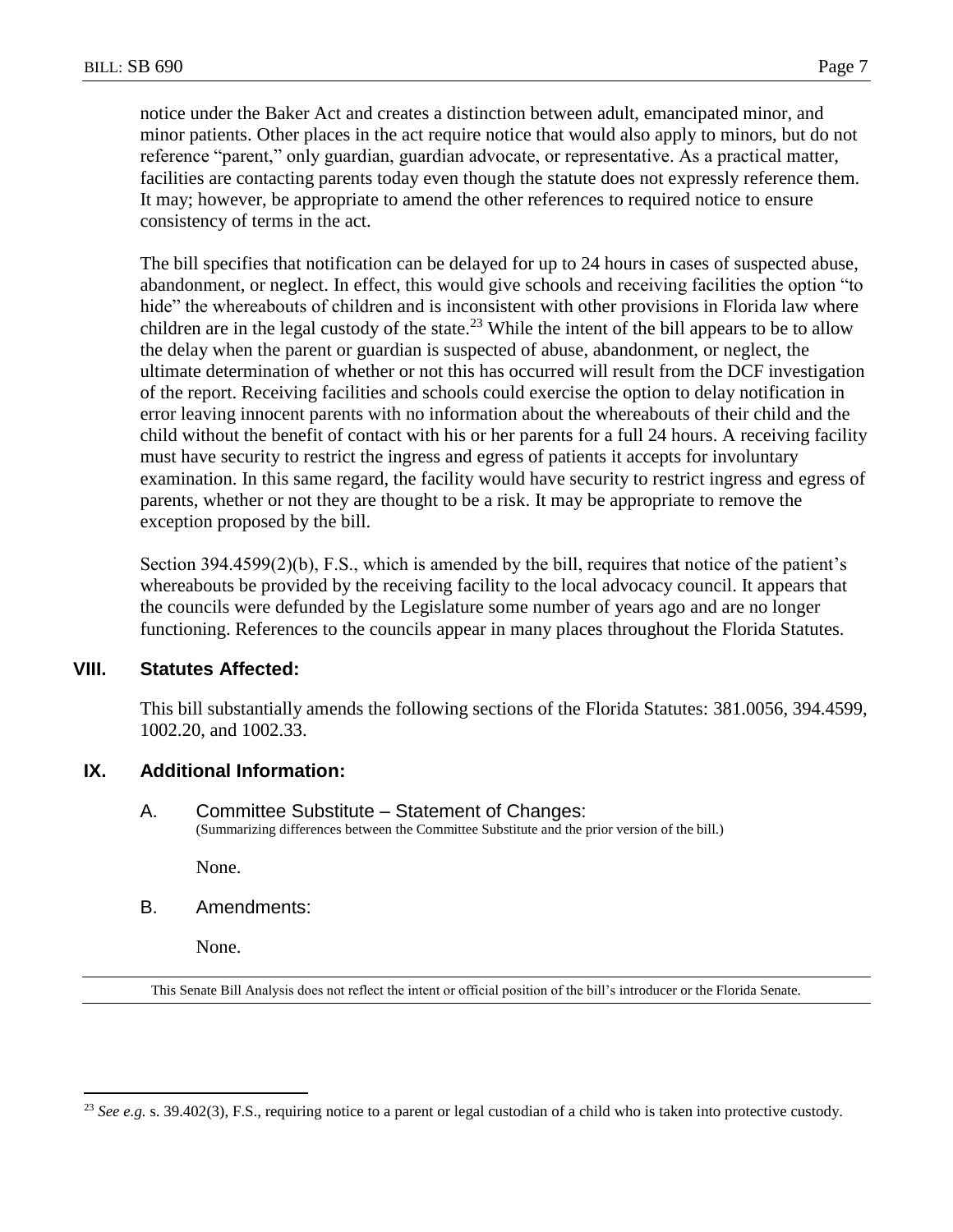notice under the Baker Act and creates a distinction between adult, emancipated minor, and minor patients. Other places in the act require notice that would also apply to minors, but do not reference "parent," only guardian, guardian advocate, or representative. As a practical matter, facilities are contacting parents today even though the statute does not expressly reference them. It may; however, be appropriate to amend the other references to required notice to ensure consistency of terms in the act.

The bill specifies that notification can be delayed for up to 24 hours in cases of suspected abuse, abandonment, or neglect. In effect, this would give schools and receiving facilities the option "to hide" the whereabouts of children and is inconsistent with other provisions in Florida law where children are in the legal custody of the state.[23] While the intent of the bill appears to be to allow the delay when the parent or guardian is suspected of abuse, abandonment, or neglect, the ultimate determination of whether or not this has occurred will result from the DCF investigation of the report. Receiving facilities and schools could exercise the option to delay notification in error leaving innocent parents with no information about the whereabouts of their child and the child without the benefit of contact with his or her parents for a full 24 hours. A receiving facility must have security to restrict the ingress and egress of patients it accepts for involuntary examination. In this same regard, the facility would have security to restrict ingress and egress of parents, whether or not they are thought to be a risk. It may be appropriate to remove the exception proposed by the bill.

Section 394.4599(2)(b), F.S., which is amended by the bill, requires that notice of the patient's whereabouts be provided by the receiving facility to the local advocacy council. It appears that the councils were defunded by the Legislature some number of years ago and are no longer functioning. References to the councils appear in many places throughout the Florida Statutes.

## VIII. Statutes Affected:

This bill substantially amends the following sections of the Florida Statutes: 381.0056, 394.4599, 1002.20, and 1002.33.

## IX. Additional Information:

### A. Committee Substitute – Statement of Changes:

(Summarizing differences between the Committee Substitute and the prior version of the bill.)

None.

### B. Amendments:

None.

This Senate Bill Analysis does not reflect the intent or official position of the bill's introducer or the Florida Senate.

[23] *See e.g.* s. 39.402(3), F.S., requiring notice to a parent or legal custodian of a child who is taken into protective custody.